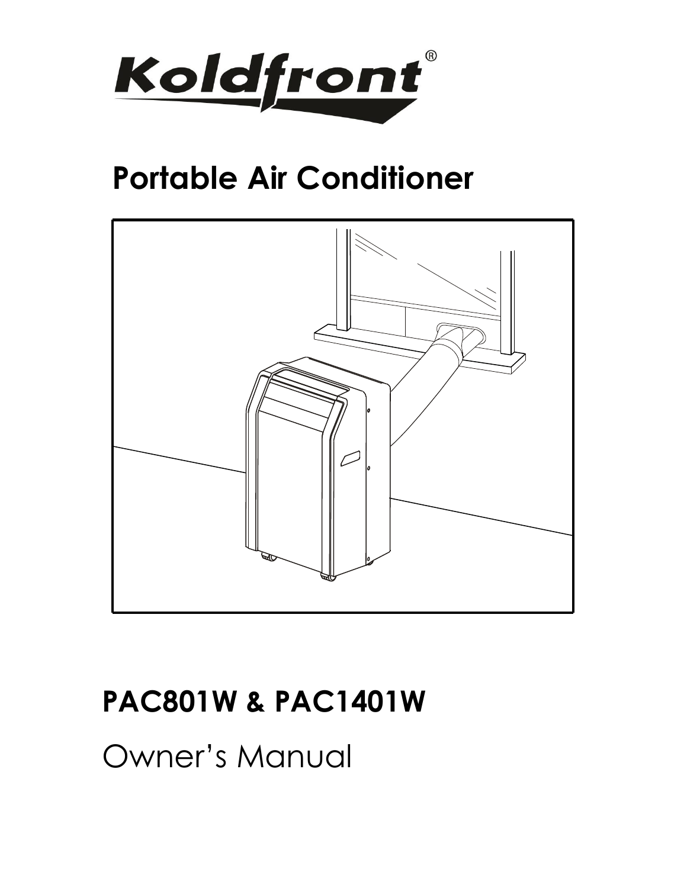Koldfront®

# Portable Air Conditioner

## PAC801W & PAC1401W

Owner's Manual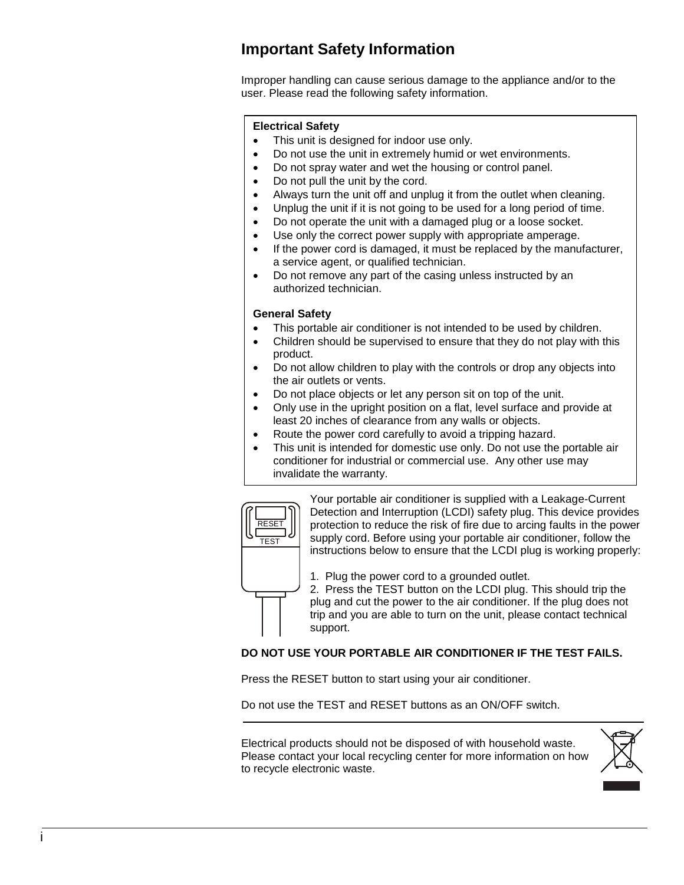# Important Safety Information

Improper handling can cause serious damage to the appliance and/or to the user. Please read the following safety information.

**Electrical Safety**

- This unit is designed for indoor use only.
- Do not use the unit in extremely humid or wet environments.
- Do not spray water and wet the housing or control panel.
- Do not pull the unit by the cord.
- Always turn the unit off and unplug it from the outlet when cleaning.
- Unplug the unit if it is not going to be used for a long period of time.
- Do not operate the unit with a damaged plug or a loose socket.
- Use only the correct power supply with appropriate amperage.
- If the power cord is damaged, it must be replaced by the manufacturer, a service agent, or qualified technician.
- Do not remove any part of the casing unless instructed by an authorized technician.

**General Safety**

- This portable air conditioner is not intended to be used by children.
- Children should be supervised to ensure that they do not play with this product.
- Do not allow children to play with the controls or drop any objects into the air outlets or vents.
- Do not place objects or let any person sit on top of the unit.
- Only use in the upright position on a flat, level surface and provide at least 20 inches of clearance from any walls or objects.
- Route the power cord carefully to avoid a tripping hazard.
- This unit is intended for domestic use only. Do not use the portable air conditioner for industrial or commercial use. Any other use may invalidate the warranty.

Your portable air conditioner is supplied with a Leakage-Current Detection and Interruption (LCDI) safety plug. This device provides protection to reduce the risk of fire due to arcing faults in the power supply cord. Before using your portable air conditioner, follow the instructions below to ensure that the LCDI plug is working properly:

1. Plug the power cord to a grounded outlet.
2. Press the TEST button on the LCDI plug. This should trip the plug and cut the power to the air conditioner. If the plug does not trip and you are able to turn on the unit, please contact technical support.

**DO NOT USE YOUR PORTABLE AIR CONDITIONER IF THE TEST FAILS.**

Press the RESET button to start using your air conditioner.

Do not use the TEST and RESET buttons as an ON/OFF switch.

Electrical products should not be disposed of with household waste. Please contact your local recycling center for more information on how to recycle electronic waste.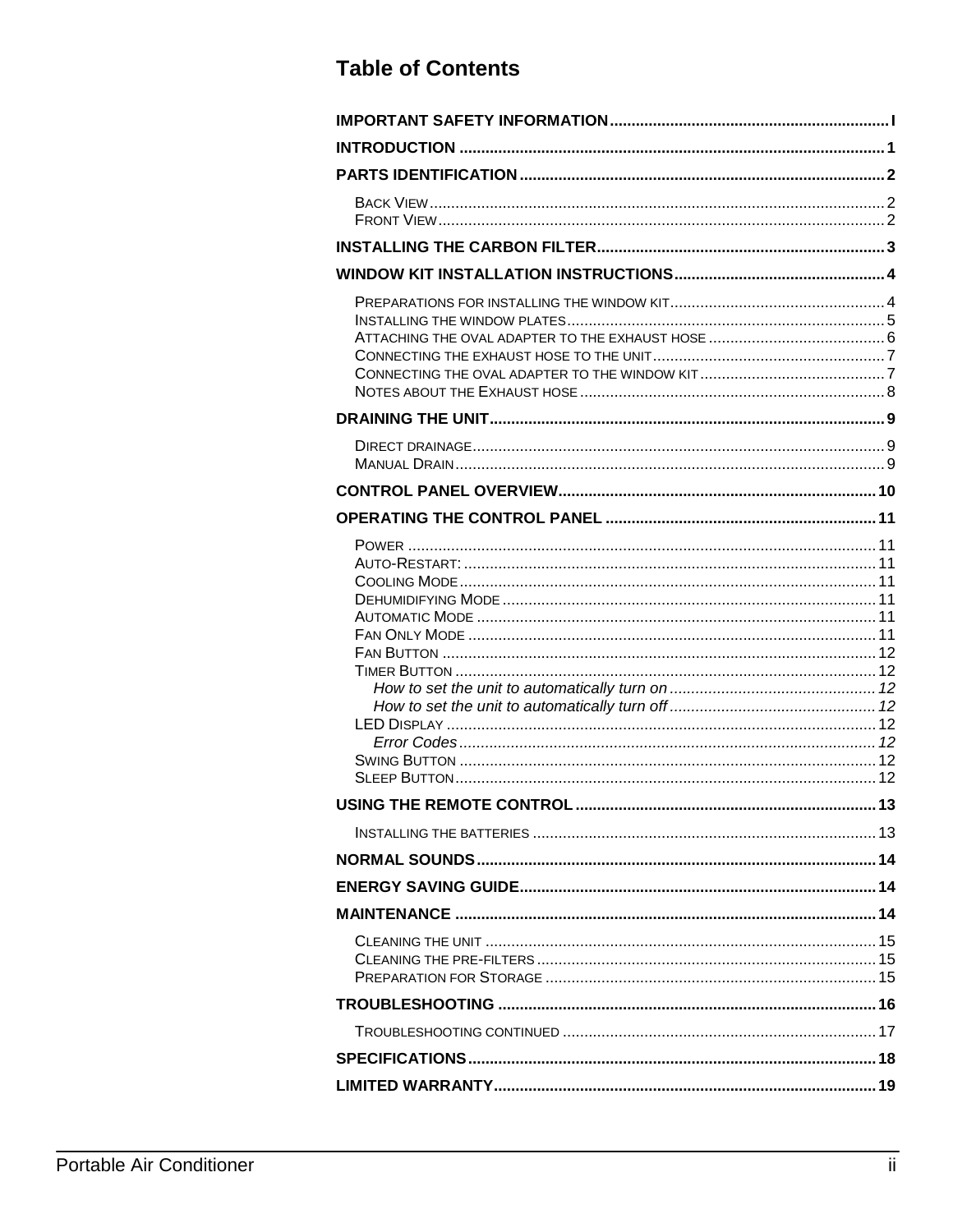# Table of Contents

**IMPORTANT SAFETY INFORMATION** ................................................................ I

**INTRODUCTION** ................................................................ 1

**PARTS IDENTIFICATION** ................................................................ 2

- BACK VIEW ................................................................ 2
- FRONT VIEW ................................................................ 2

**INSTALLING THE CARBON FILTER** ................................................................ 3

**WINDOW KIT INSTALLATION INSTRUCTIONS** ................................................................ 4

- PREPARATIONS FOR INSTALLING THE WINDOW KIT ................................................................ 4
- INSTALLING THE WINDOW PLATES ................................................................ 5
- ATTACHING THE OVAL ADAPTER TO THE EXHAUST HOSE ................................................................ 6
- CONNECTING THE EXHAUST HOSE TO THE UNIT ................................................................ 7
- CONNECTING THE OVAL ADAPTER TO THE WINDOW KIT ................................................................ 7
- NOTES ABOUT THE EXHAUST HOSE ................................................................ 8

**DRAINING THE UNIT** ................................................................ 9

- DIRECT DRAINAGE ................................................................ 9
- MANUAL DRAIN ................................................................ 9

**CONTROL PANEL OVERVIEW** ................................................................ 10

**OPERATING THE CONTROL PANEL** ................................................................ 11

- POWER ................................................................ 11
- AUTO-RESTART: ................................................................ 11
- COOLING MODE ................................................................ 11
- DEHUMIDIFYING MODE ................................................................ 11
- AUTOMATIC MODE ................................................................ 11
- FAN ONLY MODE ................................................................ 11
- FAN BUTTON ................................................................ 12
- TIMER BUTTON ................................................................ 12
  - *How to set the unit to automatically turn on* ................................................................ *12*
  - *How to set the unit to automatically turn off* ................................................................ *12*
- LED DISPLAY ................................................................ 12
  - *Error Codes* ................................................................ *12*
- SWING BUTTON ................................................................ 12
- SLEEP BUTTON ................................................................ 12

**USING THE REMOTE CONTROL** ................................................................ 13

- INSTALLING THE BATTERIES ................................................................ 13

**NORMAL SOUNDS** ................................................................ 14

**ENERGY SAVING GUIDE** ................................................................ 14

**MAINTENANCE** ................................................................ 14

- CLEANING THE UNIT ................................................................ 15
- CLEANING THE PRE-FILTERS ................................................................ 15
- PREPARATION FOR STORAGE ................................................................ 15

**TROUBLESHOOTING** ................................................................ 16

- TROUBLESHOOTING CONTINUED ................................................................ 17

**SPECIFICATIONS** ................................................................ 18

**LIMITED WARRANTY** ................................................................ 19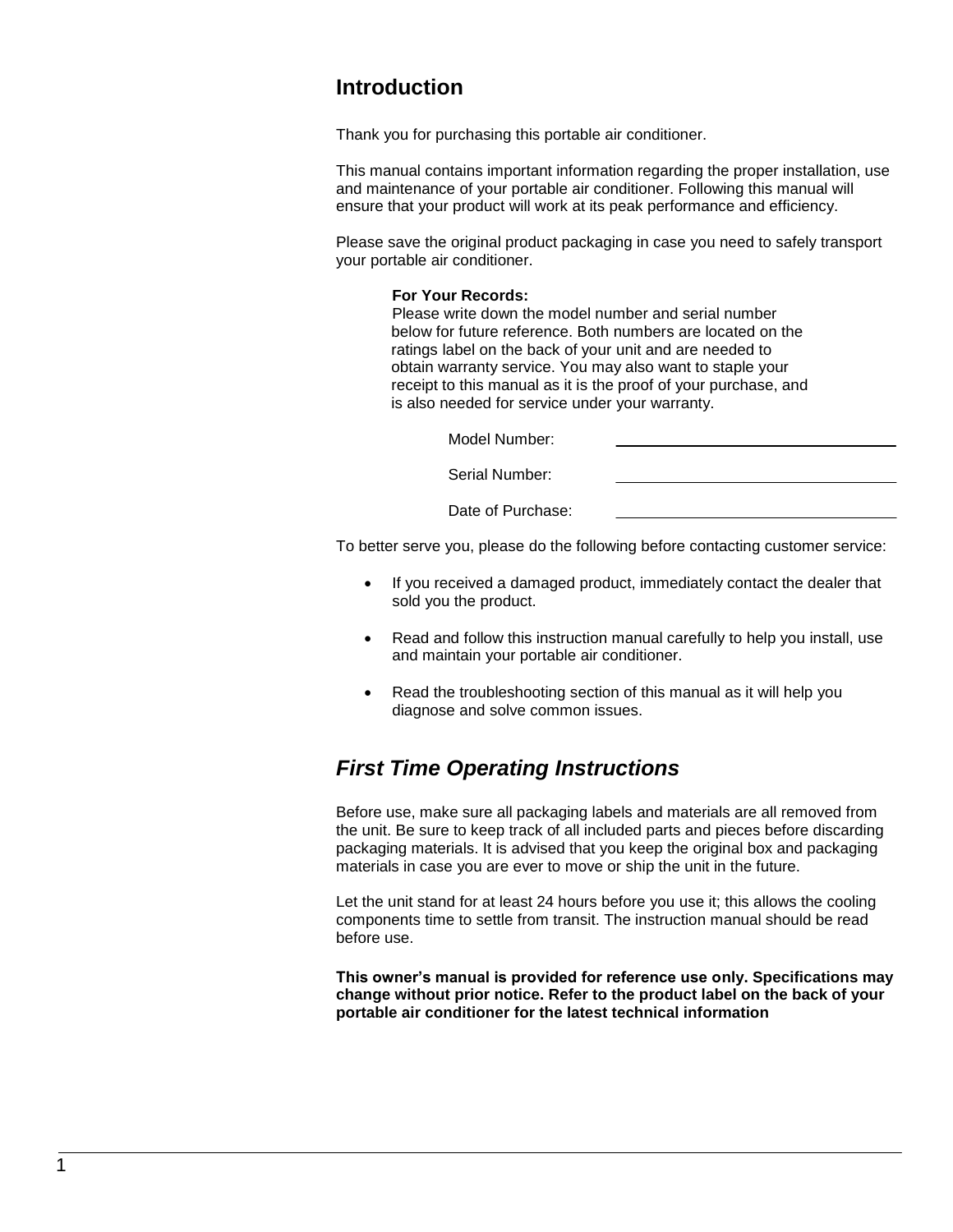## Introduction

Thank you for purchasing this portable air conditioner.

This manual contains important information regarding the proper installation, use and maintenance of your portable air conditioner. Following this manual will ensure that your product will work at its peak performance and efficiency.

Please save the original product packaging in case you need to safely transport your portable air conditioner.

> **For Your Records:**
> Please write down the model number and serial number below for future reference. Both numbers are located on the ratings label on the back of your unit and are needed to obtain warranty service. You may also want to staple your receipt to this manual as it is the proof of your purchase, and is also needed for service under your warranty.
>
> Model Number: ______________________________
>
> Serial Number: ______________________________
>
> Date of Purchase: ______________________________

To better serve you, please do the following before contacting customer service:

- If you received a damaged product, immediately contact the dealer that sold you the product.
- Read and follow this instruction manual carefully to help you install, use and maintain your portable air conditioner.
- Read the troubleshooting section of this manual as it will help you diagnose and solve common issues.

## *First Time Operating Instructions*

Before use, make sure all packaging labels and materials are all removed from the unit. Be sure to keep track of all included parts and pieces before discarding packaging materials. It is advised that you keep the original box and packaging materials in case you are ever to move or ship the unit in the future.

Let the unit stand for at least 24 hours before you use it; this allows the cooling components time to settle from transit. The instruction manual should be read before use.

**This owner's manual is provided for reference use only. Specifications may change without prior notice. Refer to the product label on the back of your portable air conditioner for the latest technical information**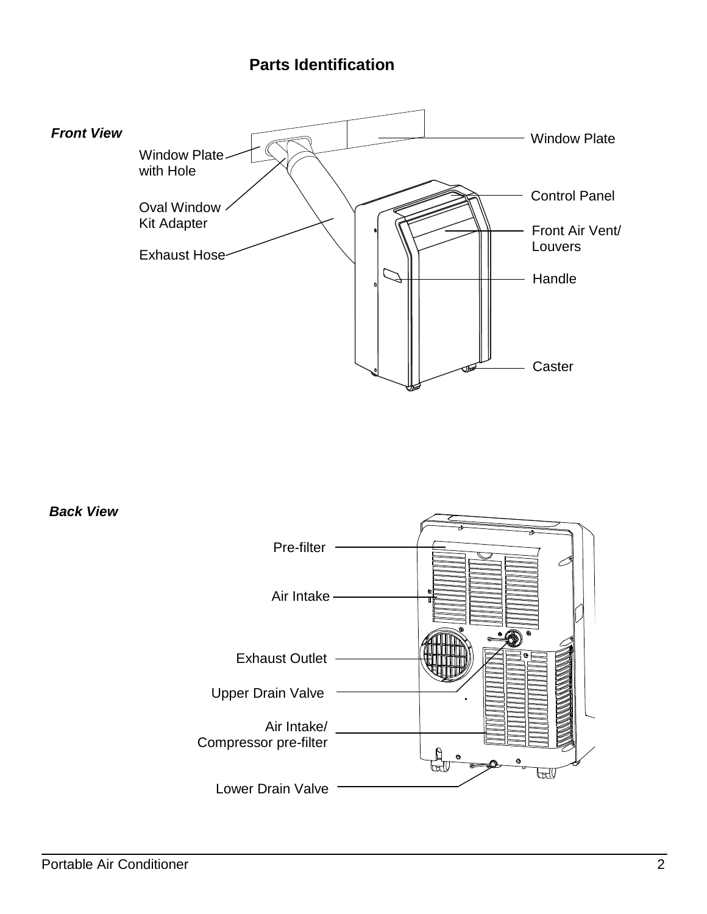# Parts Identification

***Front View***

Window Plate with Hole

Oval Window Kit Adapter

Exhaust Hose

Window Plate

Control Panel

Front Air Vent/ Louvers

Handle

Caster

***Back View***

Pre-filter

Air Intake

Exhaust Outlet

Upper Drain Valve

Air Intake/ Compressor pre-filter

Lower Drain Valve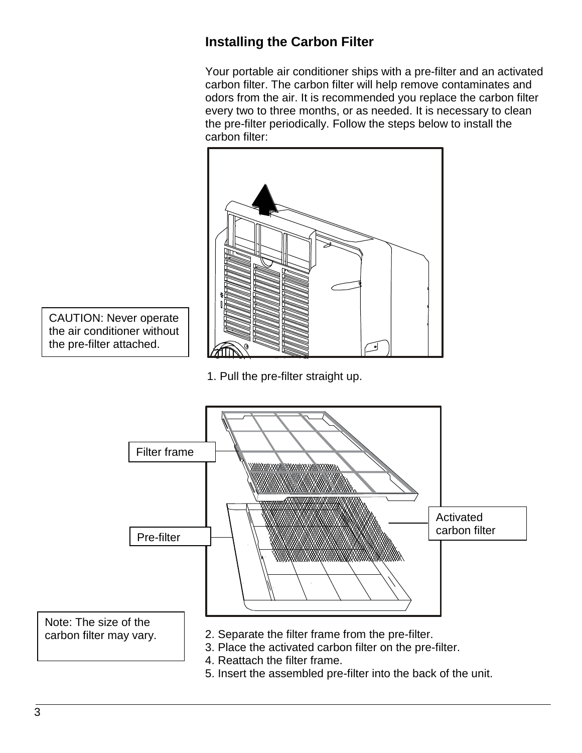## Installing the Carbon Filter

Your portable air conditioner ships with a pre-filter and an activated carbon filter. The carbon filter will help remove contaminates and odors from the air. It is recommended you replace the carbon filter every two to three months, or as needed. It is necessary to clean the pre-filter periodically. Follow the steps below to install the carbon filter:

CAUTION: Never operate the air conditioner without the pre-filter attached.

1. Pull the pre-filter straight up.

Filter frame

Pre-filter

Activated carbon filter

Note: The size of the carbon filter may vary.

2. Separate the filter frame from the pre-filter.
3. Place the activated carbon filter on the pre-filter.
4. Reattach the filter frame.
5. Insert the assembled pre-filter into the back of the unit.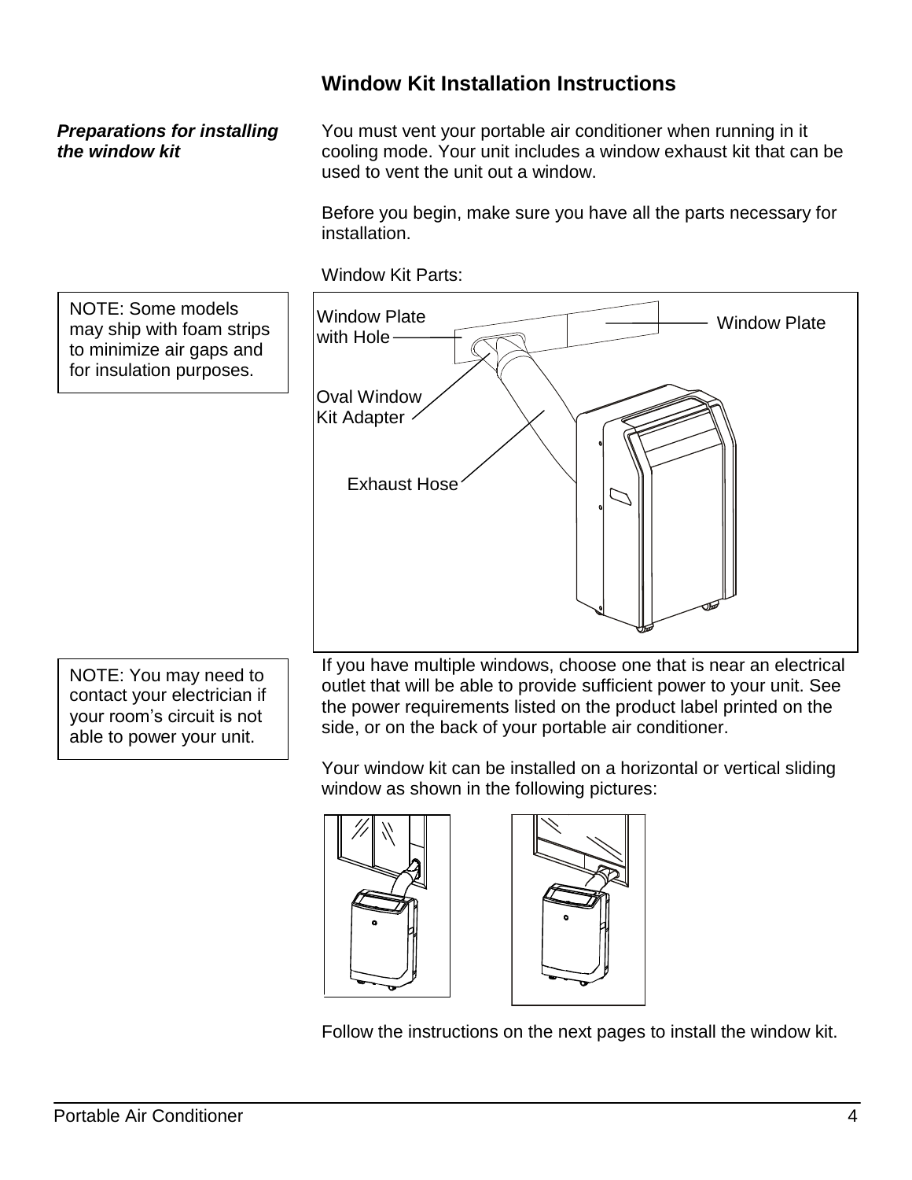# Window Kit Installation Instructions

***Preparations for installing the window kit***

You must vent your portable air conditioner when running in it cooling mode. Your unit includes a window exhaust kit that can be used to vent the unit out a window.

Before you begin, make sure you have all the parts necessary for installation.

Window Kit Parts:

NOTE: Some models may ship with foam strips to minimize air gaps and for insulation purposes.

Window Plate with Hole

Window Plate

Oval Window Kit Adapter

Exhaust Hose

NOTE: You may need to contact your electrician if your room's circuit is not able to power your unit.

If you have multiple windows, choose one that is near an electrical outlet that will be able to provide sufficient power to your unit. See the power requirements listed on the product label printed on the side, or on the back of your portable air conditioner.

Your window kit can be installed on a horizontal or vertical sliding window as shown in the following pictures:

Follow the instructions on the next pages to install the window kit.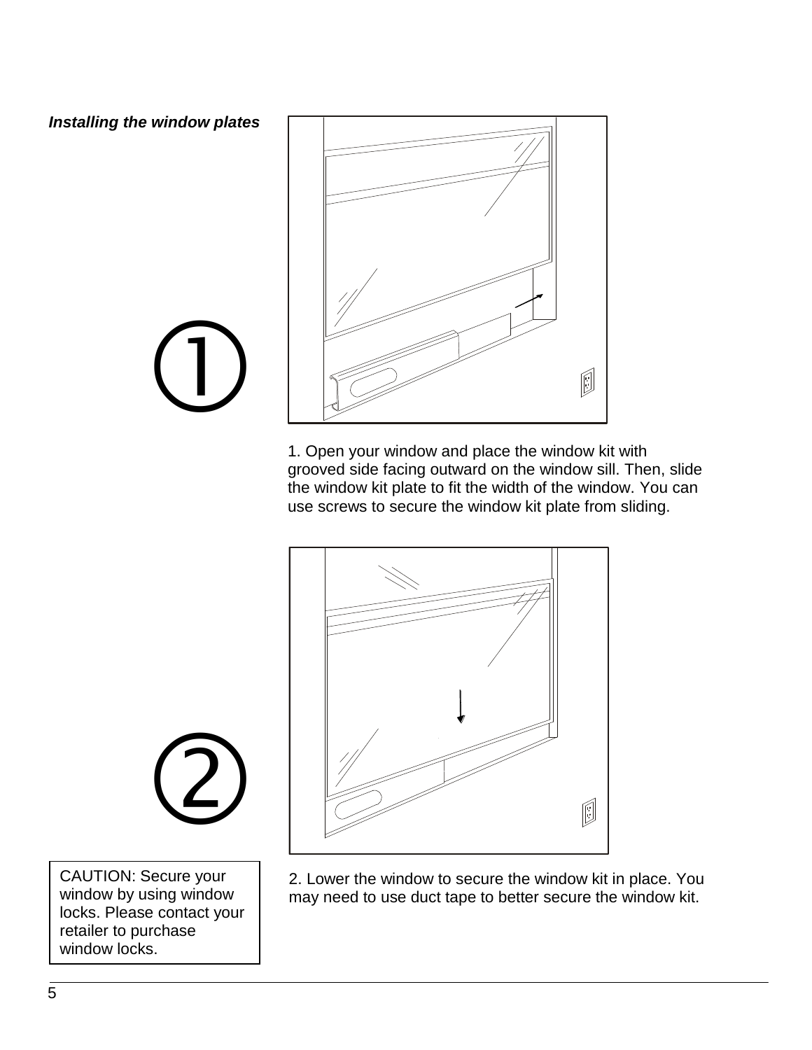***Installing the window plates***

①

1. Open your window and place the window kit with grooved side facing outward on the window sill. Then, slide the window kit plate to fit the width of the window. You can use screws to secure the window kit plate from sliding.

②

2. Lower the window to secure the window kit in place. You may need to use duct tape to better secure the window kit.

CAUTION: Secure your window by using window locks. Please contact your retailer to purchase window locks.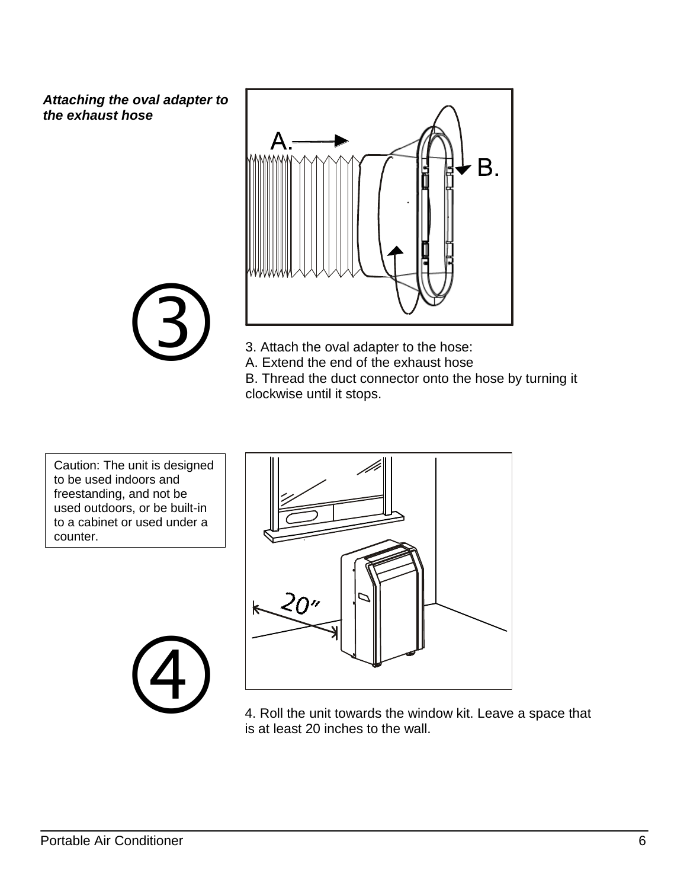***Attaching the oval adapter to the exhaust hose***

③

3. Attach the oval adapter to the hose:
A. Extend the end of the exhaust hose
B. Thread the duct connector onto the hose by turning it clockwise until it stops.

Caution: The unit is designed to be used indoors and freestanding, and not be used outdoors, or be built-in to a cabinet or used under a counter.

④

4. Roll the unit towards the window kit. Leave a space that is at least 20 inches to the wall.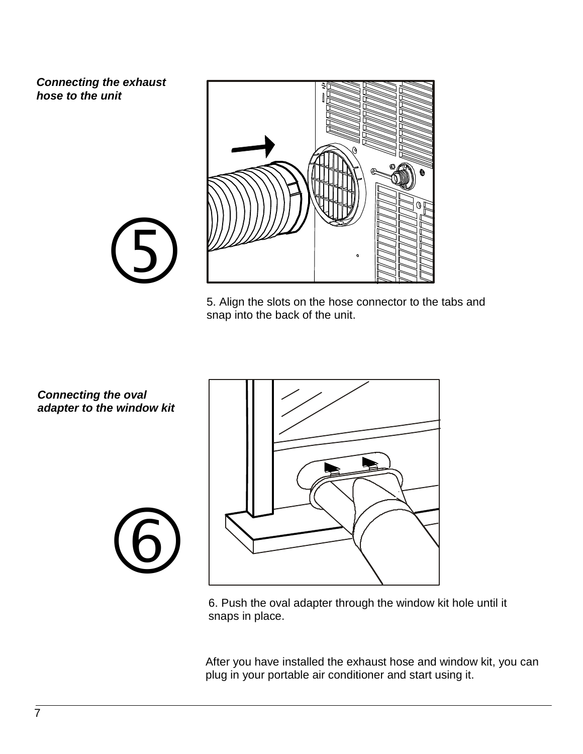***Connecting the exhaust hose to the unit***

⑤

5. Align the slots on the hose connector to the tabs and snap into the back of the unit.

***Connecting the oval adapter to the window kit***

⑥

6. Push the oval adapter through the window kit hole until it snaps in place.

After you have installed the exhaust hose and window kit, you can plug in your portable air conditioner and start using it.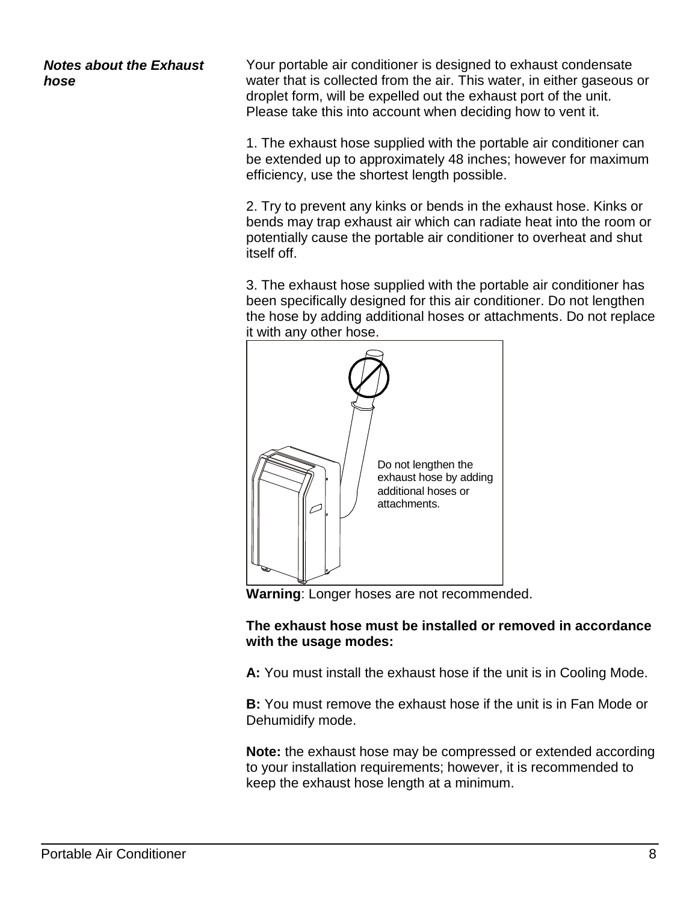***Notes about the Exhaust hose***

Your portable air conditioner is designed to exhaust condensate water that is collected from the air. This water, in either gaseous or droplet form, will be expelled out the exhaust port of the unit. Please take this into account when deciding how to vent it.

1. The exhaust hose supplied with the portable air conditioner can be extended up to approximately 48 inches; however for maximum efficiency, use the shortest length possible.

2. Try to prevent any kinks or bends in the exhaust hose. Kinks or bends may trap exhaust air which can radiate heat into the room or potentially cause the portable air conditioner to overheat and shut itself off.

3. The exhaust hose supplied with the portable air conditioner has been specifically designed for this air conditioner. Do not lengthen the hose by adding additional hoses or attachments. Do not replace it with any other hose.

Do not lengthen the exhaust hose by adding additional hoses or attachments.

**Warning**: Longer hoses are not recommended.

**The exhaust hose must be installed or removed in accordance with the usage modes:**

**A:** You must install the exhaust hose if the unit is in Cooling Mode.

**B:** You must remove the exhaust hose if the unit is in Fan Mode or Dehumidify mode.

**Note:** the exhaust hose may be compressed or extended according to your installation requirements; however, it is recommended to keep the exhaust hose length at a minimum.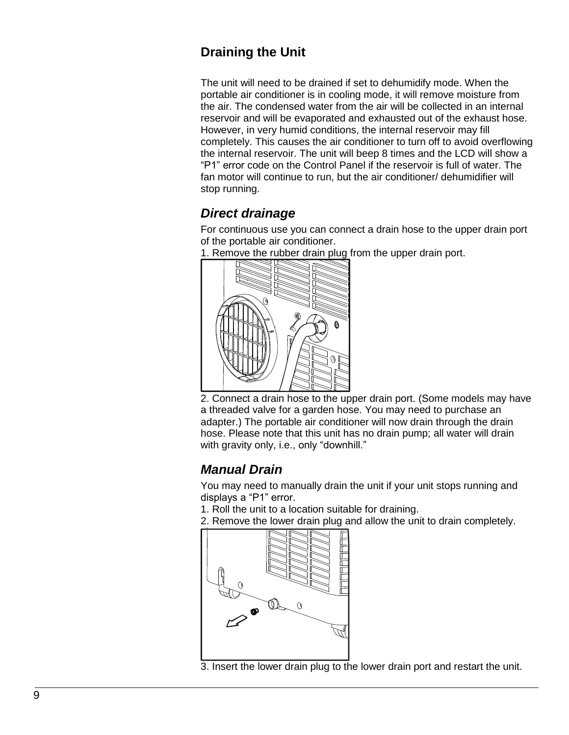## Draining the Unit

The unit will need to be drained if set to dehumidify mode. When the portable air conditioner is in cooling mode, it will remove moisture from the air. The condensed water from the air will be collected in an internal reservoir and will be evaporated and exhausted out of the exhaust hose. However, in very humid conditions, the internal reservoir may fill completely. This causes the air conditioner to turn off to avoid overflowing the internal reservoir. The unit will beep 8 times and the LCD will show a "P1" error code on the Control Panel if the reservoir is full of water. The fan motor will continue to run, but the air conditioner/ dehumidifier will stop running.

### *Direct drainage*

For continuous use you can connect a drain hose to the upper drain port of the portable air conditioner.

1. Remove the rubber drain plug from the upper drain port.

2. Connect a drain hose to the upper drain port. (Some models may have a threaded valve for a garden hose. You may need to purchase an adapter.) The portable air conditioner will now drain through the drain hose. Please note that this unit has no drain pump; all water will drain with gravity only, i.e., only "downhill."

### *Manual Drain*

You may need to manually drain the unit if your unit stops running and displays a "P1" error.

1. Roll the unit to a location suitable for draining.
2. Remove the lower drain plug and allow the unit to drain completely.

3. Insert the lower drain plug to the lower drain port and restart the unit.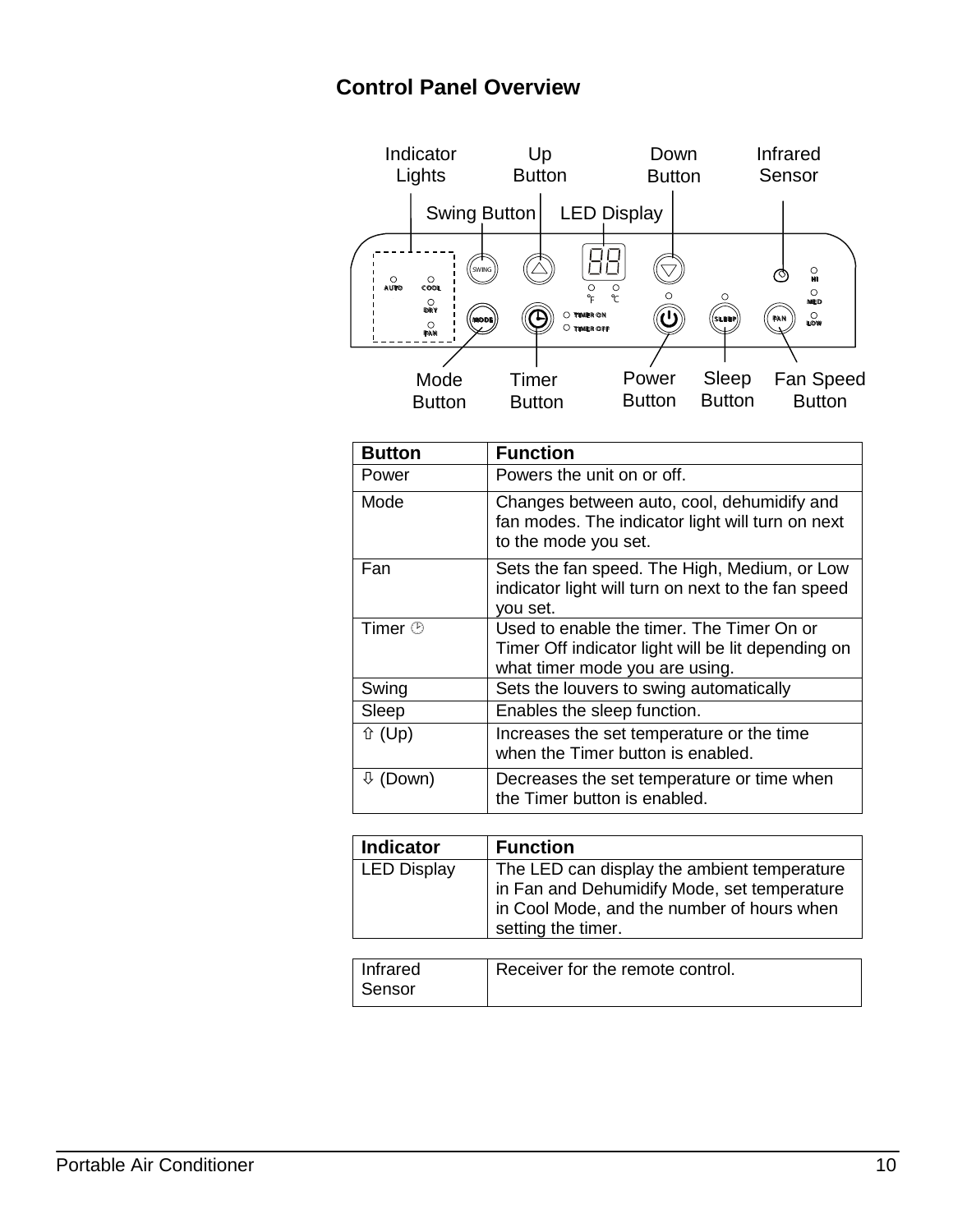## Control Panel Overview

Indicator Lights

Up Button

Down Button

Infrared Sensor

Swing Button

LED Display

Mode Button

Timer Button

Power Button

Sleep Button

Fan Speed Button

| Button | Function |
|---|---|
| Power | Powers the unit on or off. |
| Mode | Changes between auto, cool, dehumidify and fan modes. The indicator light will turn on next to the mode you set. |
| Fan | Sets the fan speed. The High, Medium, or Low indicator light will turn on next to the fan speed you set. |
| Timer 🕒 | Used to enable the timer. The Timer On or Timer Off indicator light will be lit depending on what timer mode you are using. |
| Swing | Sets the louvers to swing automatically |
| Sleep | Enables the sleep function. |
| ⇧ (Up) | Increases the set temperature or the time when the Timer button is enabled. |
| ⇩ (Down) | Decreases the set temperature or time when the Timer button is enabled. |

| Indicator | Function |
|---|---|
| LED Display | The LED can display the ambient temperature in Fan and Dehumidify Mode, set temperature in Cool Mode, and the number of hours when setting the timer. |
| Infrared Sensor | Receiver for the remote control. |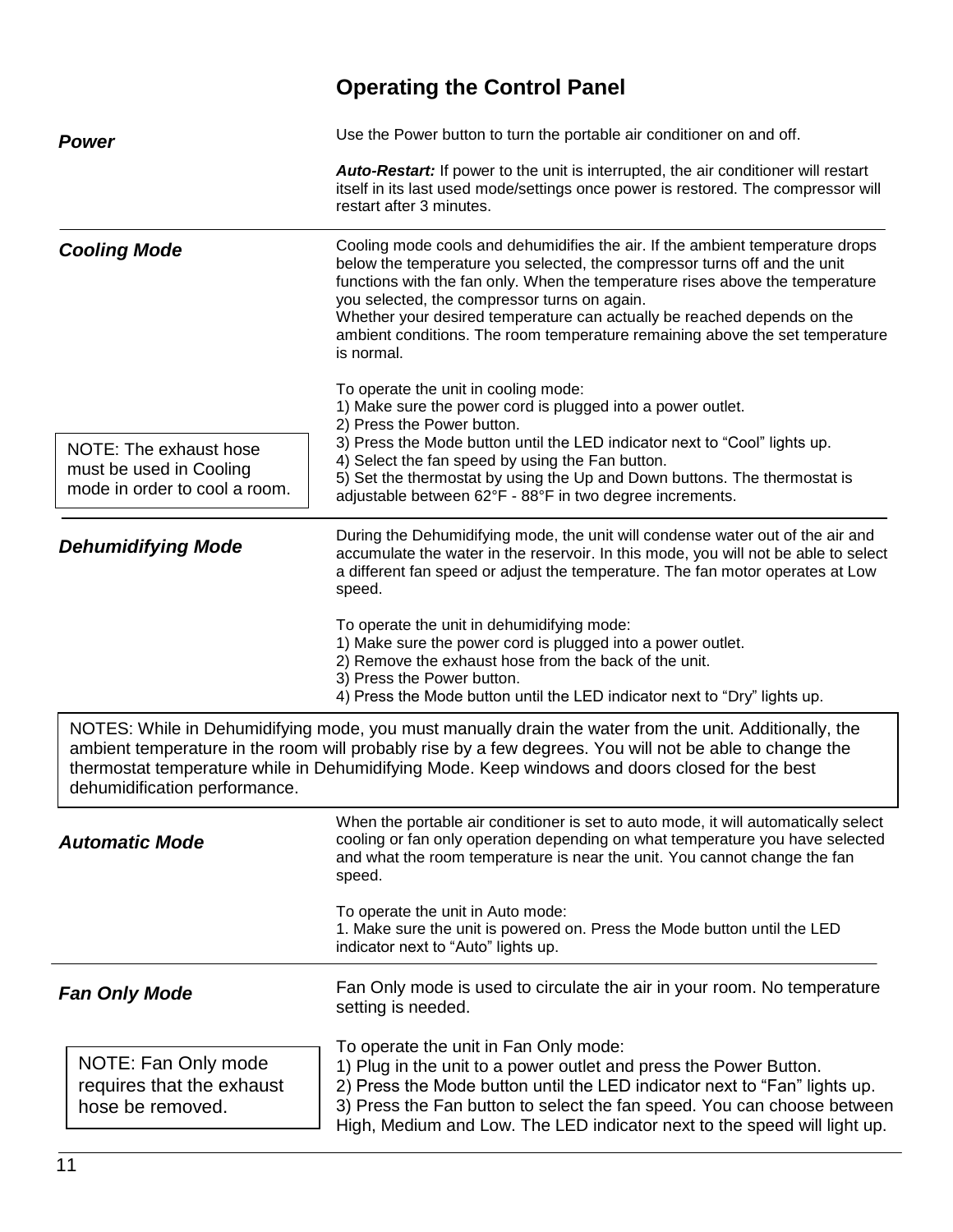# Operating the Control Panel

### *Power*

Use the Power button to turn the portable air conditioner on and off.

***Auto-Restart:*** If power to the unit is interrupted, the air conditioner will restart itself in its last used mode/settings once power is restored. The compressor will restart after 3 minutes.

### *Cooling Mode*

Cooling mode cools and dehumidifies the air. If the ambient temperature drops below the temperature you selected, the compressor turns off and the unit functions with the fan only. When the temperature rises above the temperature you selected, the compressor turns on again.
Whether your desired temperature can actually be reached depends on the ambient conditions. The room temperature remaining above the set temperature is normal.

To operate the unit in cooling mode:
1) Make sure the power cord is plugged into a power outlet.
2) Press the Power button.
3) Press the Mode button until the LED indicator next to “Cool” lights up.
4) Select the fan speed by using the Fan button.
5) Set the thermostat by using the Up and Down buttons. The thermostat is adjustable between 62°F - 88°F in two degree increments.

NOTE: The exhaust hose must be used in Cooling mode in order to cool a room.

### *Dehumidifying Mode*

During the Dehumidifying mode, the unit will condense water out of the air and accumulate the water in the reservoir. In this mode, you will not be able to select a different fan speed or adjust the temperature. The fan motor operates at Low speed.

To operate the unit in dehumidifying mode:
1) Make sure the power cord is plugged into a power outlet.
2) Remove the exhaust hose from the back of the unit.
3) Press the Power button.
4) Press the Mode button until the LED indicator next to “Dry” lights up.

NOTES: While in Dehumidifying mode, you must manually drain the water from the unit. Additionally, the ambient temperature in the room will probably rise by a few degrees. You will not be able to change the thermostat temperature while in Dehumidifying Mode. Keep windows and doors closed for the best dehumidification performance.

### *Automatic Mode*

When the portable air conditioner is set to auto mode, it will automatically select cooling or fan only operation depending on what temperature you have selected and what the room temperature is near the unit. You cannot change the fan speed.

To operate the unit in Auto mode:
1. Make sure the unit is powered on. Press the Mode button until the LED indicator next to “Auto” lights up.

### *Fan Only Mode*

Fan Only mode is used to circulate the air in your room. No temperature setting is needed.

To operate the unit in Fan Only mode:
1) Plug in the unit to a power outlet and press the Power Button.
2) Press the Mode button until the LED indicator next to “Fan” lights up.
3) Press the Fan button to select the fan speed. You can choose between High, Medium and Low. The LED indicator next to the speed will light up.

NOTE: Fan Only mode requires that the exhaust hose be removed.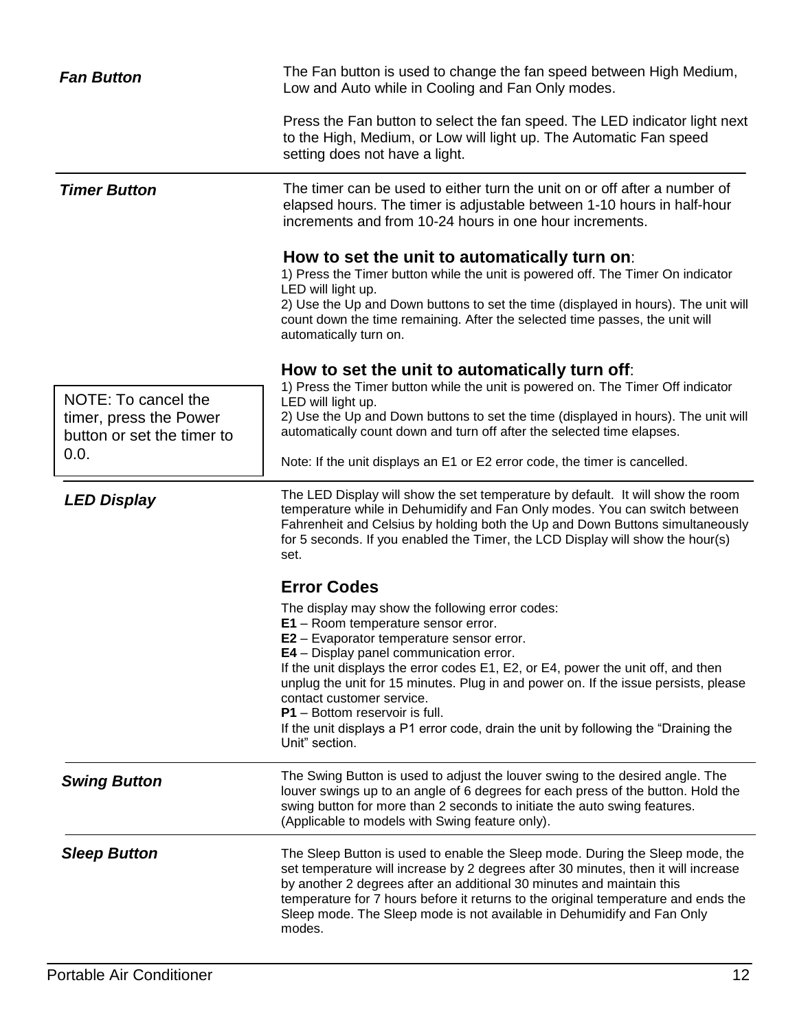### *Fan Button*

The Fan button is used to change the fan speed between High Medium, Low and Auto while in Cooling and Fan Only modes.

Press the Fan button to select the fan speed. The LED indicator light next to the High, Medium, or Low will light up. The Automatic Fan speed setting does not have a light.

---

### *Timer Button*

The timer can be used to either turn the unit on or off after a number of elapsed hours. The timer is adjustable between 1-10 hours in half-hour increments and from 10-24 hours in one hour increments.

**How to set the unit to automatically turn on**:

1) Press the Timer button while the unit is powered off. The Timer On indicator LED will light up.
2) Use the Up and Down buttons to set the time (displayed in hours). The unit will count down the time remaining. After the selected time passes, the unit will automatically turn on.

**How to set the unit to automatically turn off**:

1) Press the Timer button while the unit is powered on. The Timer Off indicator LED will light up.
2) Use the Up and Down buttons to set the time (displayed in hours). The unit will automatically count down and turn off after the selected time elapses.

Note: If the unit displays an E1 or E2 error code, the timer is cancelled.

> NOTE: To cancel the timer, press the Power button or set the timer to 0.0.

---

### *LED Display*

The LED Display will show the set temperature by default. It will show the room temperature while in Dehumidify and Fan Only modes. You can switch between Fahrenheit and Celsius by holding both the Up and Down Buttons simultaneously for 5 seconds. If you enabled the Timer, the LCD Display will show the hour(s) set.

**Error Codes**

The display may show the following error codes:

**E1** – Room temperature sensor error.
**E2** – Evaporator temperature sensor error.
**E4** – Display panel communication error.
If the unit displays the error codes E1, E2, or E4, power the unit off, and then unplug the unit for 15 minutes. Plug in and power on. If the issue persists, please contact customer service.
**P1** – Bottom reservoir is full.
If the unit displays a P1 error code, drain the unit by following the "Draining the Unit" section.

---

### *Swing Button*

The Swing Button is used to adjust the louver swing to the desired angle. The louver swings up to an angle of 6 degrees for each press of the button. Hold the swing button for more than 2 seconds to initiate the auto swing features. (Applicable to models with Swing feature only).

---

### *Sleep Button*

The Sleep Button is used to enable the Sleep mode. During the Sleep mode, the set temperature will increase by 2 degrees after 30 minutes, then it will increase by another 2 degrees after an additional 30 minutes and maintain this temperature for 7 hours before it returns to the original temperature and ends the Sleep mode. The Sleep mode is not available in Dehumidify and Fan Only modes.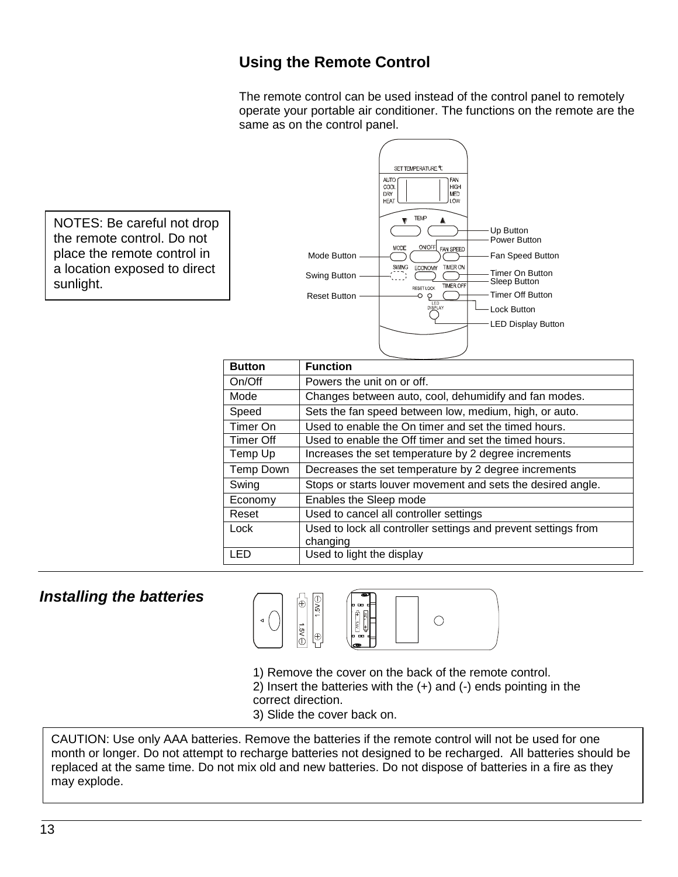## Using the Remote Control

The remote control can be used instead of the control panel to remotely operate your portable air conditioner. The functions on the remote are the same as on the control panel.

NOTES: Be careful not drop the remote control. Do not place the remote control in a location exposed to direct sunlight.

| Button | Function |
|---|---|
| On/Off | Powers the unit on or off. |
| Mode | Changes between auto, cool, dehumidify and fan modes. |
| Speed | Sets the fan speed between low, medium, high, or auto. |
| Timer On | Used to enable the On timer and set the timed hours. |
| Timer Off | Used to enable the Off timer and set the timed hours. |
| Temp Up | Increases the set temperature by 2 degree increments |
| Temp Down | Decreases the set temperature by 2 degree increments |
| Swing | Stops or starts louver movement and sets the desired angle. |
| Economy | Enables the Sleep mode |
| Reset | Used to cancel all controller settings |
| Lock | Used to lock all controller settings and prevent settings from changing |
| LED | Used to light the display |

### *Installing the batteries*

1) Remove the cover on the back of the remote control.
2) Insert the batteries with the (+) and (-) ends pointing in the correct direction.
3) Slide the cover back on.

CAUTION: Use only AAA batteries. Remove the batteries if the remote control will not be used for one month or longer. Do not attempt to recharge batteries not designed to be recharged. All batteries should be replaced at the same time. Do not mix old and new batteries. Do not dispose of batteries in a fire as they may explode.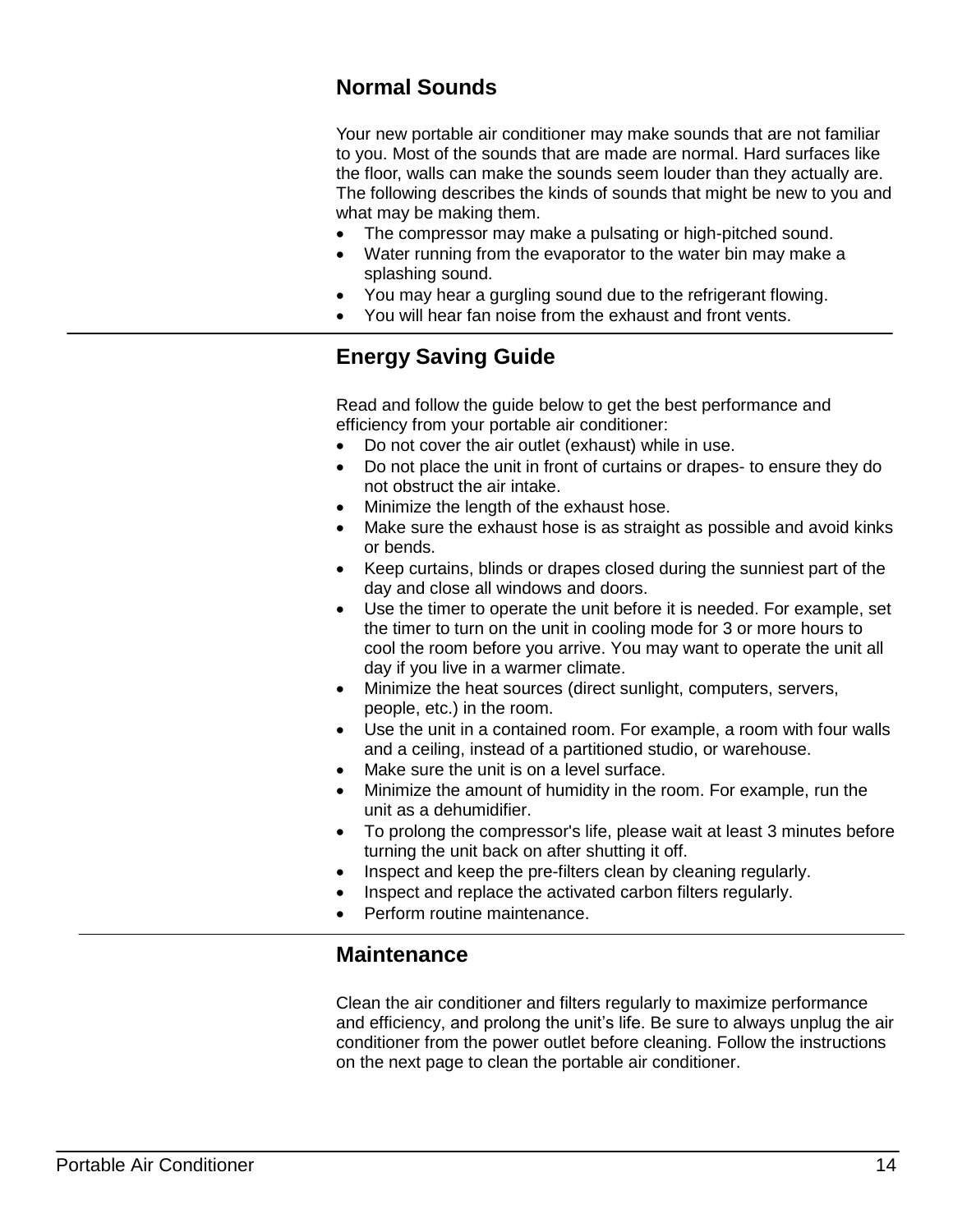## Normal Sounds

Your new portable air conditioner may make sounds that are not familiar to you. Most of the sounds that are made are normal. Hard surfaces like the floor, walls can make the sounds seem louder than they actually are. The following describes the kinds of sounds that might be new to you and what may be making them.

- The compressor may make a pulsating or high-pitched sound.
- Water running from the evaporator to the water bin may make a splashing sound.
- You may hear a gurgling sound due to the refrigerant flowing.
- You will hear fan noise from the exhaust and front vents.

## Energy Saving Guide

Read and follow the guide below to get the best performance and efficiency from your portable air conditioner:

- Do not cover the air outlet (exhaust) while in use.
- Do not place the unit in front of curtains or drapes- to ensure they do not obstruct the air intake.
- Minimize the length of the exhaust hose.
- Make sure the exhaust hose is as straight as possible and avoid kinks or bends.
- Keep curtains, blinds or drapes closed during the sunniest part of the day and close all windows and doors.
- Use the timer to operate the unit before it is needed. For example, set the timer to turn on the unit in cooling mode for 3 or more hours to cool the room before you arrive. You may want to operate the unit all day if you live in a warmer climate.
- Minimize the heat sources (direct sunlight, computers, servers, people, etc.) in the room.
- Use the unit in a contained room. For example, a room with four walls and a ceiling, instead of a partitioned studio, or warehouse.
- Make sure the unit is on a level surface.
- Minimize the amount of humidity in the room. For example, run the unit as a dehumidifier.
- To prolong the compressor's life, please wait at least 3 minutes before turning the unit back on after shutting it off.
- Inspect and keep the pre-filters clean by cleaning regularly.
- Inspect and replace the activated carbon filters regularly.
- Perform routine maintenance.

## Maintenance

Clean the air conditioner and filters regularly to maximize performance and efficiency, and prolong the unit's life. Be sure to always unplug the air conditioner from the power outlet before cleaning. Follow the instructions on the next page to clean the portable air conditioner.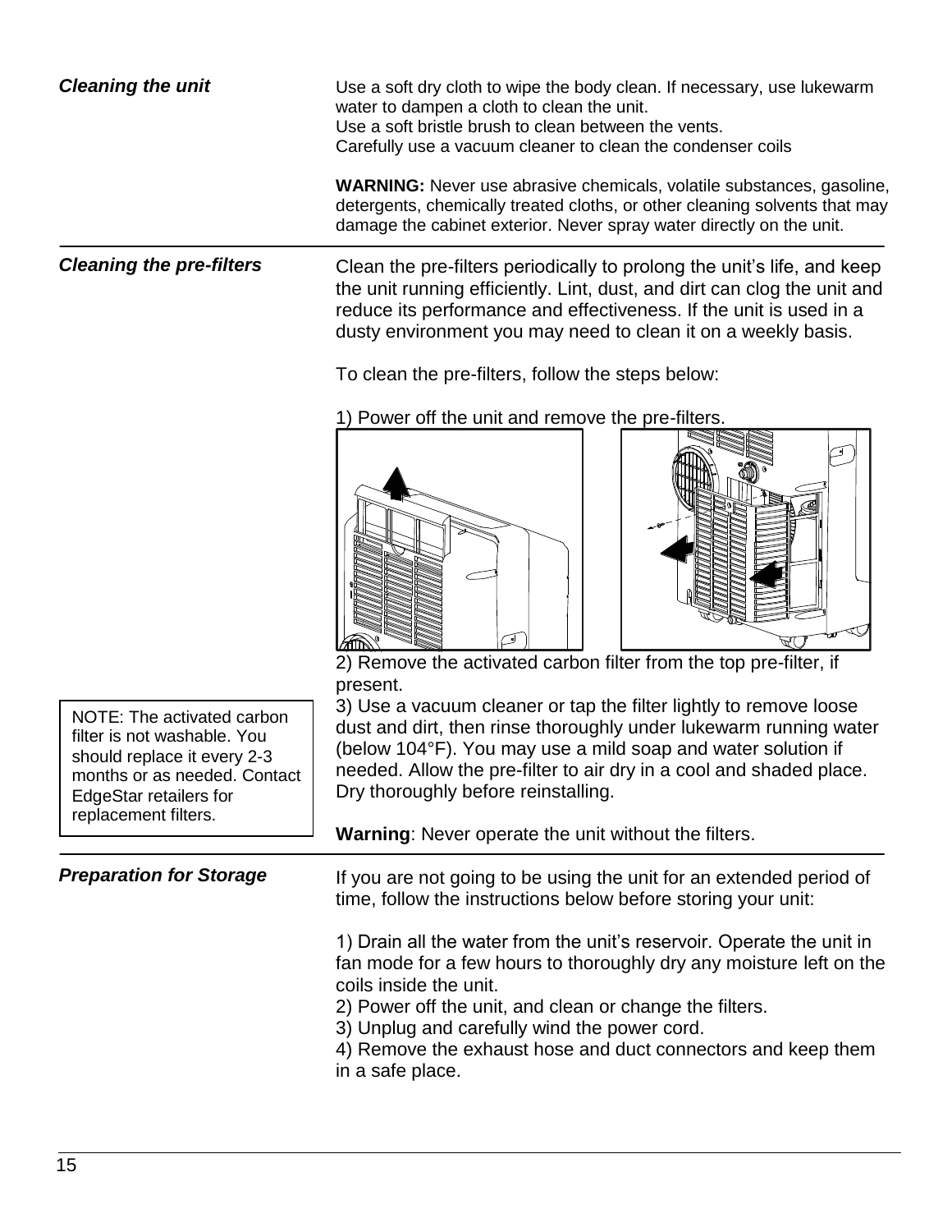### *Cleaning the unit*

Use a soft dry cloth to wipe the body clean. If necessary, use lukewarm water to dampen a cloth to clean the unit.
Use a soft bristle brush to clean between the vents.
Carefully use a vacuum cleaner to clean the condenser coils

**WARNING:** Never use abrasive chemicals, volatile substances, gasoline, detergents, chemically treated cloths, or other cleaning solvents that may damage the cabinet exterior. Never spray water directly on the unit.

### *Cleaning the pre-filters*

Clean the pre-filters periodically to prolong the unit's life, and keep the unit running efficiently. Lint, dust, and dirt can clog the unit and reduce its performance and effectiveness. If the unit is used in a dusty environment you may need to clean it on a weekly basis.

To clean the pre-filters, follow the steps below:

1) Power off the unit and remove the pre-filters.

2) Remove the activated carbon filter from the top pre-filter, if present.

3) Use a vacuum cleaner or tap the filter lightly to remove loose dust and dirt, then rinse thoroughly under lukewarm running water (below 104°F). You may use a mild soap and water solution if needed. Allow the pre-filter to air dry in a cool and shaded place. Dry thoroughly before reinstalling.

NOTE: The activated carbon filter is not washable. You should replace it every 2-3 months or as needed. Contact EdgeStar retailers for replacement filters.

**Warning**: Never operate the unit without the filters.

### *Preparation for Storage*

If you are not going to be using the unit for an extended period of time, follow the instructions below before storing your unit:

1) Drain all the water from the unit's reservoir. Operate the unit in fan mode for a few hours to thoroughly dry any moisture left on the coils inside the unit.
2) Power off the unit, and clean or change the filters.
3) Unplug and carefully wind the power cord.
4) Remove the exhaust hose and duct connectors and keep them in a safe place.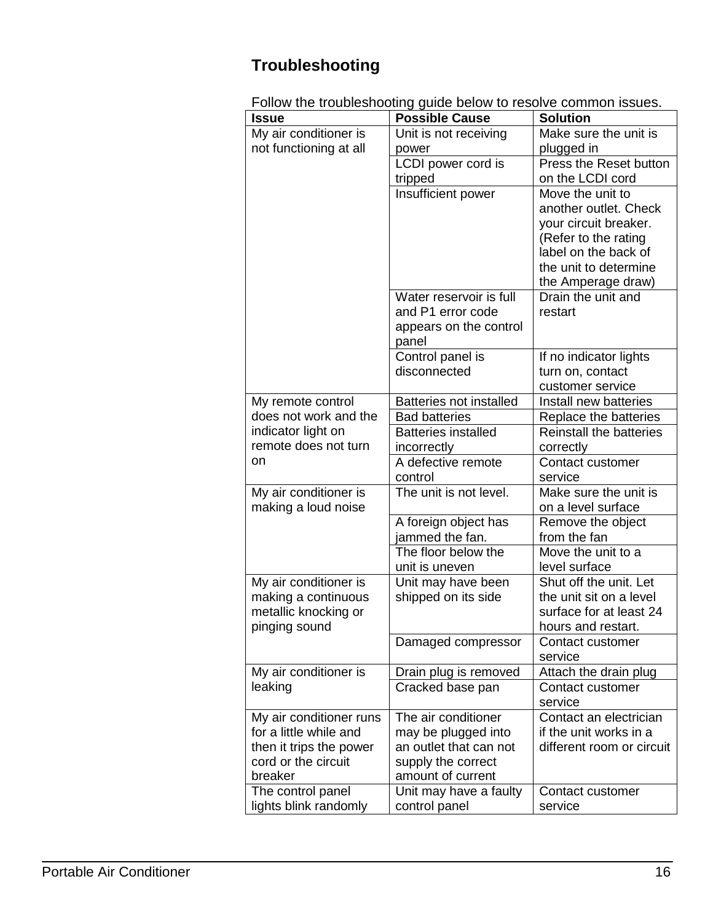## Troubleshooting

Follow the troubleshooting guide below to resolve common issues.

| Issue | Possible Cause | Solution |
|---|---|---|
| My air conditioner is not functioning at all | Unit is not receiving power | Make sure the unit is plugged in |
| | LCDI power cord is tripped | Press the Reset button on the LCDI cord |
| | Insufficient power | Move the unit to another outlet. Check your circuit breaker. (Refer to the rating label on the back of the unit to determine the Amperage draw) |
| | Water reservoir is full and P1 error code appears on the control panel | Drain the unit and restart |
| | Control panel is disconnected | If no indicator lights turn on, contact customer service |
| My remote control does not work and the indicator light on remote does not turn on | Batteries not installed | Install new batteries |
| | Bad batteries | Replace the batteries |
| | Batteries installed incorrectly | Reinstall the batteries correctly |
| | A defective remote control | Contact customer service |
| My air conditioner is making a loud noise | The unit is not level. | Make sure the unit is on a level surface |
| | A foreign object has jammed the fan. | Remove the object from the fan |
| | The floor below the unit is uneven | Move the unit to a level surface |
| My air conditioner is making a continuous metallic knocking or pinging sound | Unit may have been shipped on its side | Shut off the unit. Let the unit sit on a level surface for at least 24 hours and restart. |
| | Damaged compressor | Contact customer service |
| My air conditioner is leaking | Drain plug is removed | Attach the drain plug |
| | Cracked base pan | Contact customer service |
| My air conditioner runs for a little while and then it trips the power cord or the circuit breaker | The air conditioner may be plugged into an outlet that can not supply the correct amount of current | Contact an electrician if the unit works in a different room or circuit |
| The control panel lights blink randomly | Unit may have a faulty control panel | Contact customer service |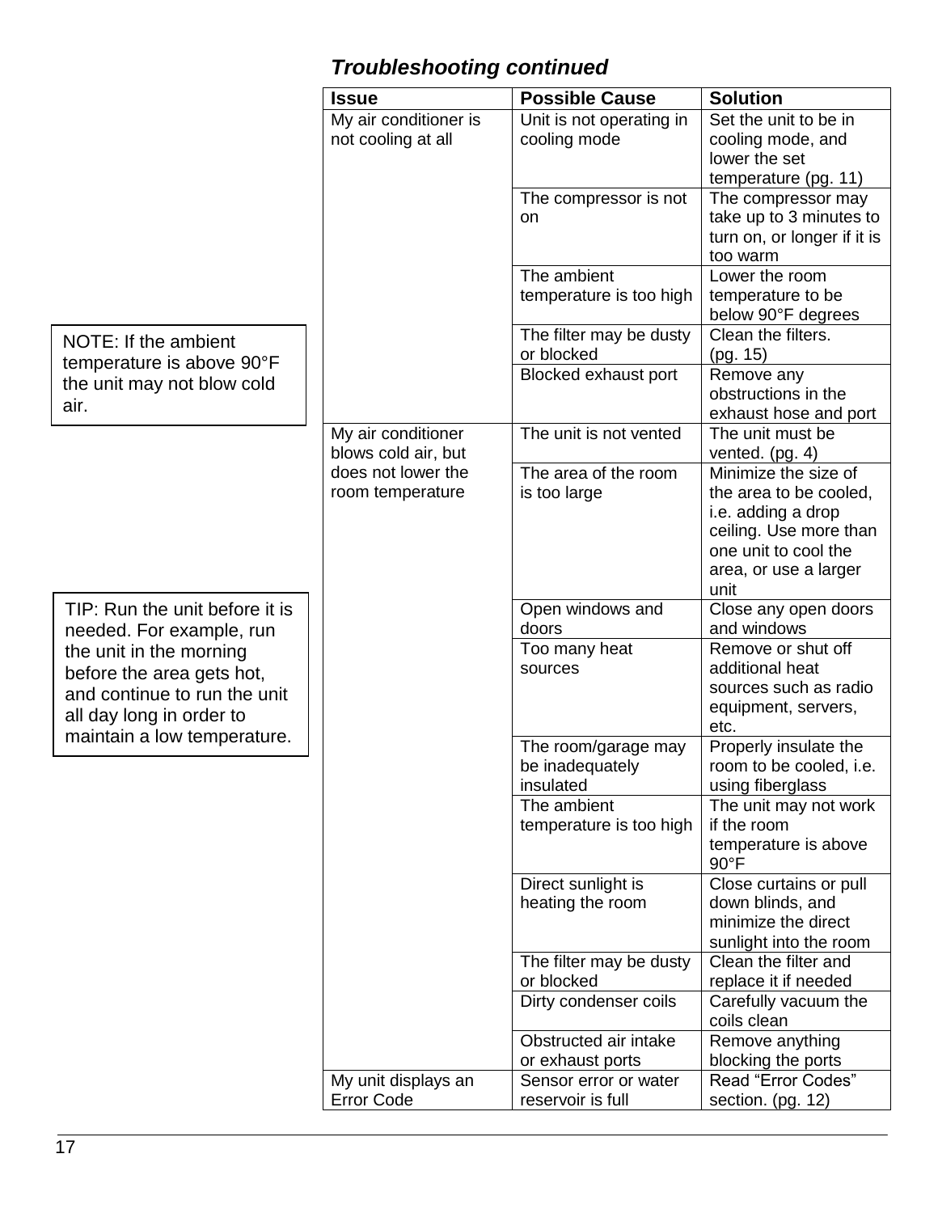## *Troubleshooting continued*

> NOTE: If the ambient temperature is above 90°F the unit may not blow cold air.

> TIP: Run the unit before it is needed. For example, run the unit in the morning before the area gets hot, and continue to run the unit all day long in order to maintain a low temperature.

| Issue | Possible Cause | Solution |
| --- | --- | --- |
| My air conditioner is not cooling at all | Unit is not operating in cooling mode | Set the unit to be in cooling mode, and lower the set temperature (pg. 11) |
| | The compressor is not on | The compressor may take up to 3 minutes to turn on, or longer if it is too warm |
| | The ambient temperature is too high | Lower the room temperature to be below 90°F degrees |
| | The filter may be dusty or blocked | Clean the filters. (pg. 15) |
| | Blocked exhaust port | Remove any obstructions in the exhaust hose and port |
| My air conditioner blows cold air, but does not lower the room temperature | The unit is not vented | The unit must be vented. (pg. 4) |
| | The area of the room is too large | Minimize the size of the area to be cooled, i.e. adding a drop ceiling. Use more than one unit to cool the area, or use a larger unit |
| | Open windows and doors | Close any open doors and windows |
| | Too many heat sources | Remove or shut off additional heat sources such as radio equipment, servers, etc. |
| | The room/garage may be inadequately insulated | Properly insulate the room to be cooled, i.e. using fiberglass |
| | The ambient temperature is too high | The unit may not work if the room temperature is above 90°F |
| | Direct sunlight is heating the room | Close curtains or pull down blinds, and minimize the direct sunlight into the room |
| | The filter may be dusty or blocked | Clean the filter and replace it if needed |
| | Dirty condenser coils | Carefully vacuum the coils clean |
| | Obstructed air intake or exhaust ports | Remove anything blocking the ports |
| My unit displays an Error Code | Sensor error or water reservoir is full | Read "Error Codes" section. (pg. 12) |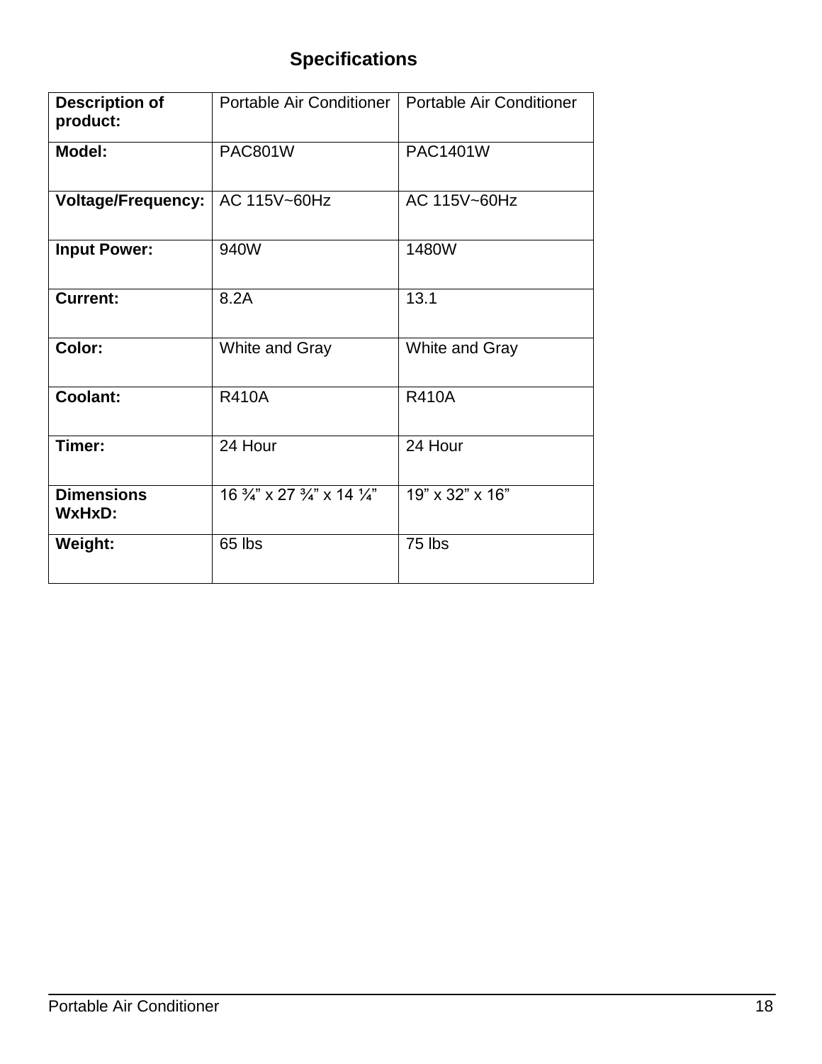# Specifications

| Description of product: | Portable Air Conditioner | Portable Air Conditioner |
|---|---|---|
| **Model:** | PAC801W | PAC1401W |
| **Voltage/Frequency:** | AC 115V~60Hz | AC 115V~60Hz |
| **Input Power:** | 940W | 1480W |
| **Current:** | 8.2A | 13.1 |
| **Color:** | White and Gray | White and Gray |
| **Coolant:** | R410A | R410A |
| **Timer:** | 24 Hour | 24 Hour |
| **Dimensions WxHxD:** | 16 ¾” x 27 ¾” x 14 ¼” | 19” x 32” x 16” |
| **Weight:** | 65 lbs | 75 lbs |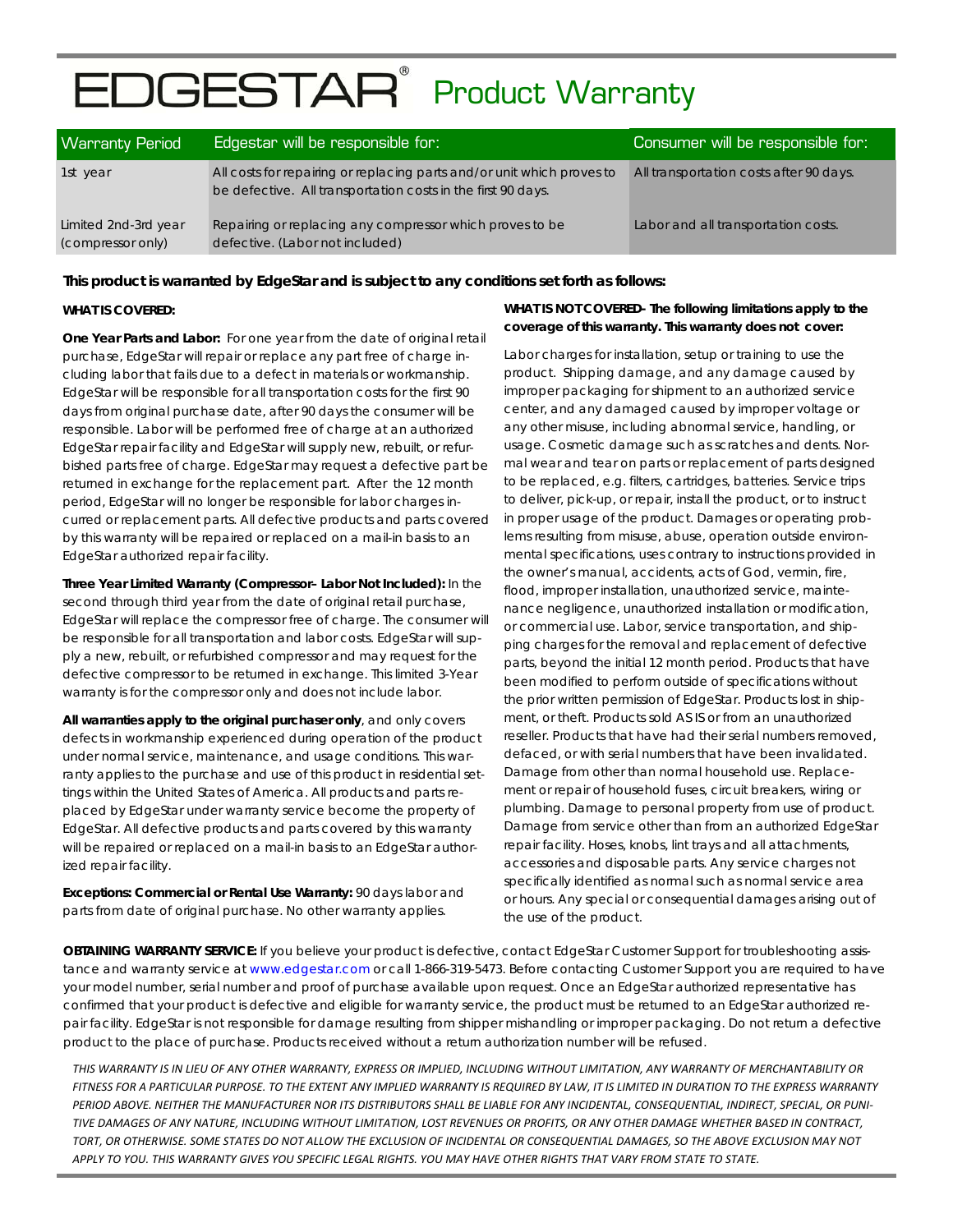# EDGESTAR® Product Warranty

| Warranty Period | Edgestar will be responsible for: | Consumer will be responsible for: |
| --- | --- | --- |
| 1st year | All costs for repairing or replacing parts and/or unit which proves to be defective. All transportation costs in the first 90 days. | All transportation costs after 90 days. |
| Limited 2nd-3rd year (compressor only) | Repairing or replacing any compressor which proves to be defective. (Labor not included) | Labor and all transportation costs. |

**This product is warranted by EdgeStar and is subject to any conditions set forth as follows:**

**WHAT IS COVERED:**

**One Year Parts and Labor:** For one year from the date of original retail purchase, EdgeStar will repair or replace any part free of charge including labor that fails due to a defect in materials or workmanship. EdgeStar will be responsible for all transportation costs for the first 90 days from original purchase date, after 90 days the consumer will be responsible. Labor will be performed free of charge at an authorized EdgeStar repair facility and EdgeStar will supply new, rebuilt, or refurbished parts free of charge. EdgeStar may request a defective part be returned in exchange for the replacement part. After the 12 month period, EdgeStar will no longer be responsible for labor charges incurred or replacement parts. All defective products and parts covered by this warranty will be repaired or replaced on a mail-in basis to an EdgeStar authorized repair facility.

**Three Year Limited Warranty (Compressor– Labor Not Included):** In the second through third year from the date of original retail purchase, EdgeStar will replace the compressor free of charge. The consumer will be responsible for all transportation and labor costs. EdgeStar will supply a new, rebuilt, or refurbished compressor and may request for the defective compressor to be returned in exchange. This limited 3-Year warranty is for the compressor only and does not include labor.

**All warranties apply to the original purchaser only**, and only covers defects in workmanship experienced during operation of the product under normal service, maintenance, and usage conditions. This warranty applies to the purchase and use of this product in residential settings within the United States of America. All products and parts replaced by EdgeStar under warranty service become the property of EdgeStar. All defective products and parts covered by this warranty will be repaired or replaced on a mail-in basis to an EdgeStar authorized repair facility.

**Exceptions: Commercial or Rental Use Warranty:** 90 days labor and parts from date of original purchase. No other warranty applies.

**WHAT IS NOT COVERED- The following limitations apply to the coverage of this warranty. This warranty does not cover:**

Labor charges for installation, setup or training to use the product. Shipping damage, and any damage caused by improper packaging for shipment to an authorized service center, and any damaged caused by improper voltage or any other misuse, including abnormal service, handling, or usage. Cosmetic damage such as scratches and dents. Normal wear and tear on parts or replacement of parts designed to be replaced, e.g. filters, cartridges, batteries. Service trips to deliver, pick-up, or repair, install the product, or to instruct in proper usage of the product. Damages or operating problems resulting from misuse, abuse, operation outside environmental specifications, uses contrary to instructions provided in the owner's manual, accidents, acts of God, vermin, fire, flood, improper installation, unauthorized service, maintenance negligence, unauthorized installation or modification, or commercial use. Labor, service transportation, and shipping charges for the removal and replacement of defective parts, beyond the initial 12 month period. Products that have been modified to perform outside of specifications without the prior written permission of EdgeStar. Products lost in shipment, or theft. Products sold AS IS or from an unauthorized reseller. Products that have had their serial numbers removed, defaced, or with serial numbers that have been invalidated. Damage from other than normal household use. Replacement or repair of household fuses, circuit breakers, wiring or plumbing. Damage to personal property from use of product. Damage from service other than from an authorized EdgeStar repair facility. Hoses, knobs, lint trays and all attachments, accessories and disposable parts. Any service charges not specifically identified as normal such as normal service area or hours. Any special or consequential damages arising out of the use of the product.

**OBTAINING WARRANTY SERVICE:** If you believe your product is defective, contact EdgeStar Customer Support for troubleshooting assistance and warranty service at www.edgestar.com or call 1-866-319-5473. Before contacting Customer Support you are required to have your model number, serial number and proof of purchase available upon request. Once an EdgeStar authorized representative has confirmed that your product is defective and eligible for warranty service, the product must be returned to an EdgeStar authorized repair facility. EdgeStar is not responsible for damage resulting from shipper mishandling or improper packaging. Do not return a defective product to the place of purchase. Products received without a return authorization number will be refused.

*THIS WARRANTY IS IN LIEU OF ANY OTHER WARRANTY, EXPRESS OR IMPLIED, INCLUDING WITHOUT LIMITATION, ANY WARRANTY OF MERCHANTABILITY OR FITNESS FOR A PARTICULAR PURPOSE. TO THE EXTENT ANY IMPLIED WARRANTY IS REQUIRED BY LAW, IT IS LIMITED IN DURATION TO THE EXPRESS WARRANTY PERIOD ABOVE. NEITHER THE MANUFACTURER NOR ITS DISTRIBUTORS SHALL BE LIABLE FOR ANY INCIDENTAL, CONSEQUENTIAL, INDIRECT, SPECIAL, OR PUNITIVE DAMAGES OF ANY NATURE, INCLUDING WITHOUT LIMITATION, LOST REVENUES OR PROFITS, OR ANY OTHER DAMAGE WHETHER BASED IN CONTRACT, TORT, OR OTHERWISE. SOME STATES DO NOT ALLOW THE EXCLUSION OF INCIDENTAL OR CONSEQUENTIAL DAMAGES, SO THE ABOVE EXCLUSION MAY NOT APPLY TO YOU. THIS WARRANTY GIVES YOU SPECIFIC LEGAL RIGHTS. YOU MAY HAVE OTHER RIGHTS THAT VARY FROM STATE TO STATE.*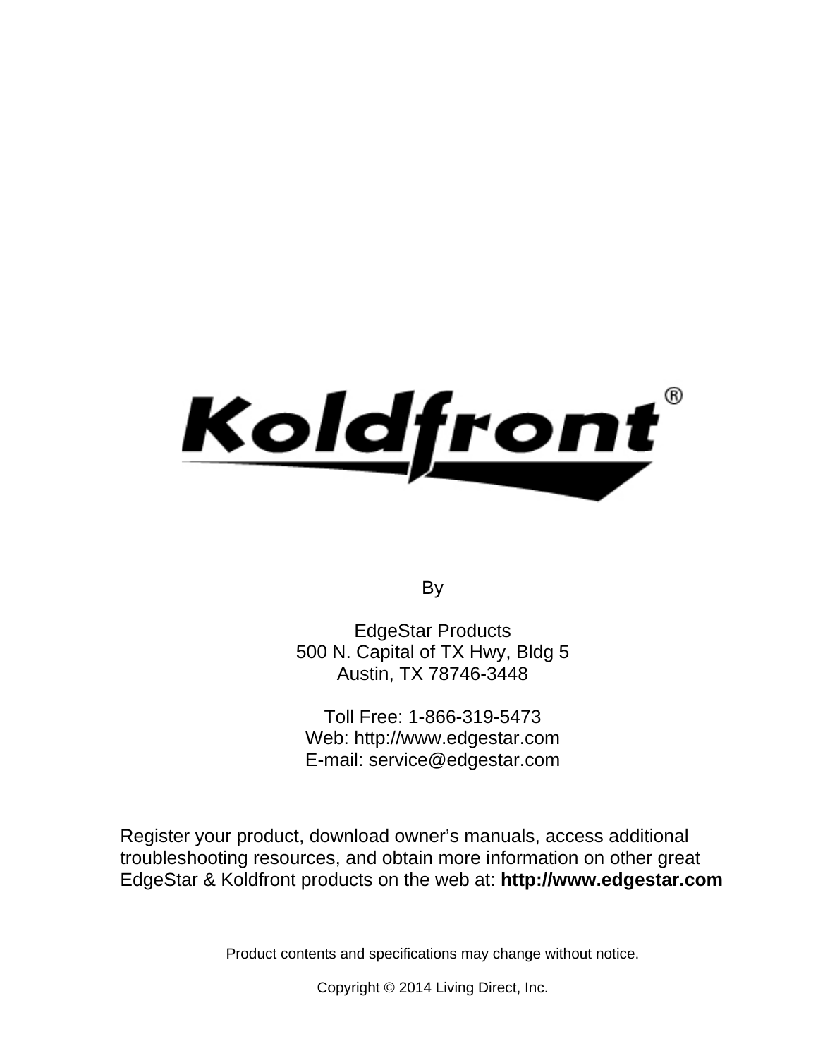Koldfront®

By

EdgeStar Products
500 N. Capital of TX Hwy, Bldg 5
Austin, TX 78746-3448

Toll Free: 1-866-319-5473
Web: http://www.edgestar.com
E-mail: service@edgestar.com

Register your product, download owner's manuals, access additional troubleshooting resources, and obtain more information on other great EdgeStar & Koldfront products on the web at: **http://www.edgestar.com**

Product contents and specifications may change without notice.

Copyright © 2014 Living Direct, Inc.